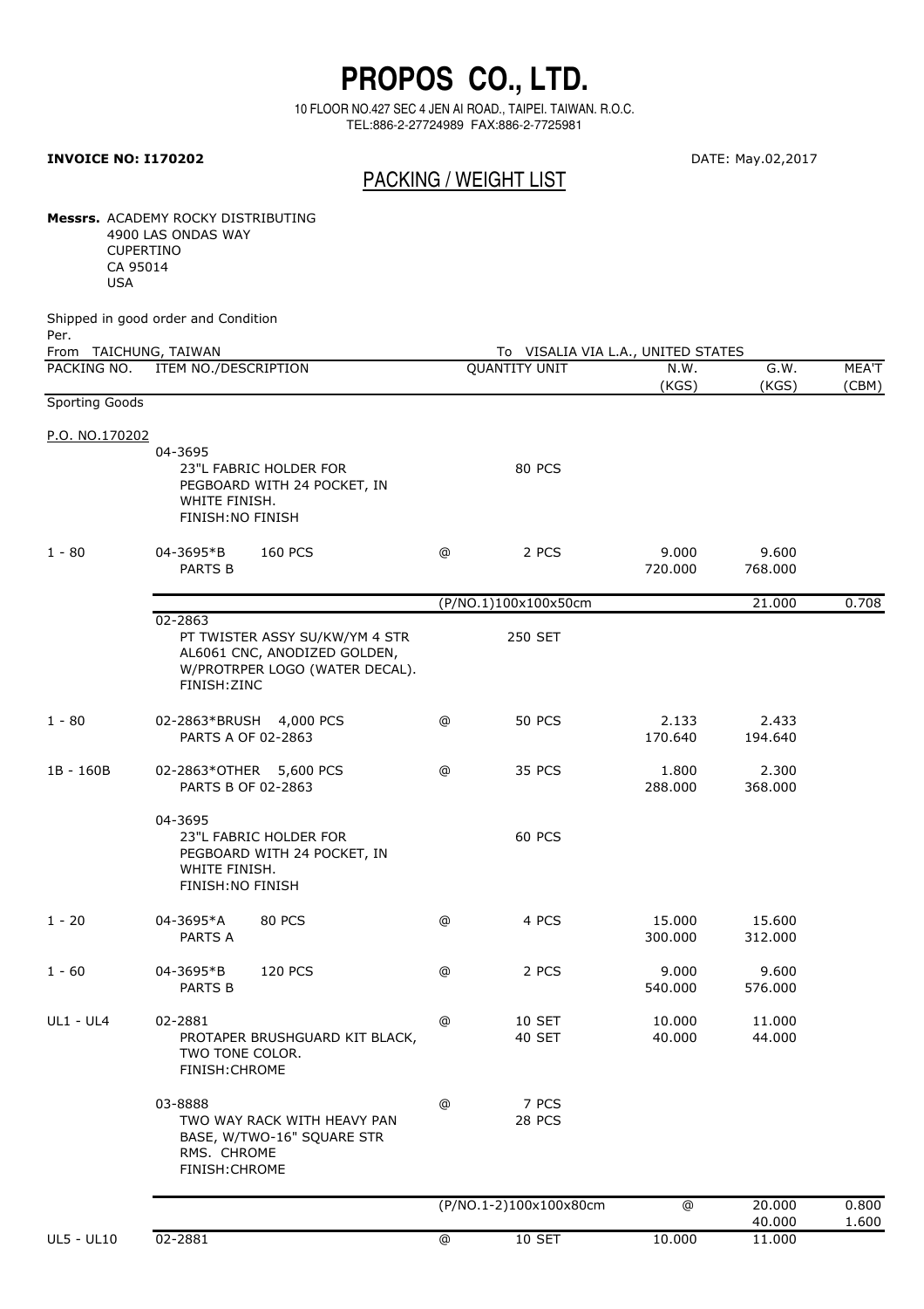# PROPOS CO., LTD.

10 FLOOR NO.427 SEC 4 JEN AI ROAD., TAIPEI. TAIWAN. R.O.C.
TEL:886-2-27724989 FAX:886-2-7725981

**INVOICE NO: I170202**

DATE: May.02,2017

## PACKING / WEIGHT LIST

**Messrs.** ACADEMY ROCKY DISTRIBUTING
4900 LAS ONDAS WAY
CUPERTINO
CA 95014
USA

Shipped in good order and Condition
Per.

From TAICHUNG, TAIWAN — To VISALIA VIA L.A., UNITED STATES

| PACKING NO. | ITEM NO./DESCRIPTION | | QUANTITY UNIT | N.W. (KGS) | G.W. (KGS) | MEA'T (CBM) |
|---|---|---|---|---|---|---|
| Sporting Goods | | | | | | |
| P.O. NO.170202 | | | | | | |
| | 04-3695 23"L FABRIC HOLDER FOR PEGBOARD WITH 24 POCKET, IN WHITE FINISH. FINISH:NO FINISH | | 80 PCS | | | |
| 1 - 80 | 04-3695*B 160 PCS PARTS B | @ | 2 PCS | 9.000 720.000 | 9.600 768.000 | |
| | | | (P/NO.1)100x100x50cm | | 21.000 | 0.708 |
| | 02-2863 PT TWISTER ASSY SU/KW/YM 4 STR AL6061 CNC, ANODIZED GOLDEN, W/PROTRPER LOGO (WATER DECAL). FINISH:ZINC | | 250 SET | | | |
| 1 - 80 | 02-2863*BRUSH 4,000 PCS PARTS A OF 02-2863 | @ | 50 PCS | 2.133 170.640 | 2.433 194.640 | |
| 1B - 160B | 02-2863*OTHER 5,600 PCS PARTS B OF 02-2863 | @ | 35 PCS | 1.800 288.000 | 2.300 368.000 | |
| | 04-3695 23"L FABRIC HOLDER FOR PEGBOARD WITH 24 POCKET, IN WHITE FINISH. FINISH:NO FINISH | | 60 PCS | | | |
| 1 - 20 | 04-3695*A 80 PCS PARTS A | @ | 4 PCS | 15.000 300.000 | 15.600 312.000 | |
| 1 - 60 | 04-3695*B 120 PCS PARTS B | @ | 2 PCS | 9.000 540.000 | 9.600 576.000 | |
| UL1 - UL4 | 02-2881 PROTAPER BRUSHGUARD KIT BLACK, TWO TONE COLOR. FINISH:CHROME | @ | 10 SET 40 SET | 10.000 40.000 | 11.000 44.000 | |
| | 03-8888 TWO WAY RACK WITH HEAVY PAN BASE, W/TWO-16" SQUARE STR RMS. CHROME FINISH:CHROME | @ | 7 PCS 28 PCS | | | |
| | | | (P/NO.1-2)100x100x80cm | @ | 20.000 40.000 | 0.800 1.600 |
| UL5 - UL10 | 02-2881 | @ | 10 SET | 10.000 | 11.000 | |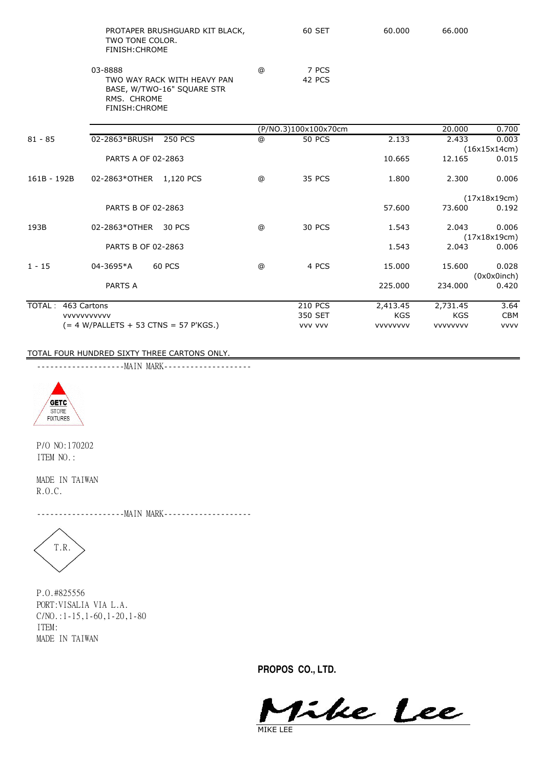| | | | | | | |
|---|---|---|---|---|---|---|
| | PROTAPER BRUSHGUARD KIT BLACK, TWO TONE COLOR. FINISH:CHROME | | 60 SET | 60.000 | 66.000 | |
| | 03-8888 TWO WAY RACK WITH HEAVY PAN BASE, W/TWO-16" SQUARE STR RMS. CHROME FINISH:CHROME | @ | 7 PCS 42 PCS | | | |
| | | | (P/NO.3)100x100x70cm | | 20.000 | 0.700 |
| 81 - 85 | 02-2863*BRUSH 250 PCS | @ | 50 PCS | 2.133 | 2.433 | 0.003 (16x15x14cm) |
| | PARTS A OF 02-2863 | | | 10.665 | 12.165 | 0.015 |
| 161B - 192B | 02-2863*OTHER 1,120 PCS | @ | 35 PCS | 1.800 | 2.300 | 0.006 (17x18x19cm) |
| | PARTS B OF 02-2863 | | | 57.600 | 73.600 | 0.192 |
| 193B | 02-2863*OTHER 30 PCS | @ | 30 PCS | 1.543 | 2.043 | 0.006 (17x18x19cm) |
| | PARTS B OF 02-2863 | | | 1.543 | 2.043 | 0.006 |
| 1 - 15 | 04-3695*A 60 PCS | @ | 4 PCS | 15.000 | 15.600 | 0.028 (0x0x0inch) |
| | PARTS A | | | 225.000 | 234.000 | 0.420 |
| TOTAL : | 463 Cartons vvvvvvvvvvv (= 4 W/PALLETS + 53 CTNS = 57 P'KGS.) | | 210 PCS 350 SET vvv vvv | 2,413.45 KGS vvvvvvvv | 2,731.45 KGS vvvvvvvv | 3.64 CBM vvvv |

TOTAL FOUR HUNDRED SIXTY THREE CARTONS ONLY.

--------------------MAIN MARK--------------------

GETC
STORE
FIXTURES

P/O NO:170202
ITEM NO.:

MADE IN TAIWAN
R.O.C.

--------------------MAIN MARK--------------------

T.R.

P.O.#825556
PORT:VISALIA VIA L.A.
C/NO.:1-15,1-60,1-20,1-80
ITEM:
MADE IN TAIWAN

**PROPOS CO., LTD.**

Mike Lee

MIKE LEE